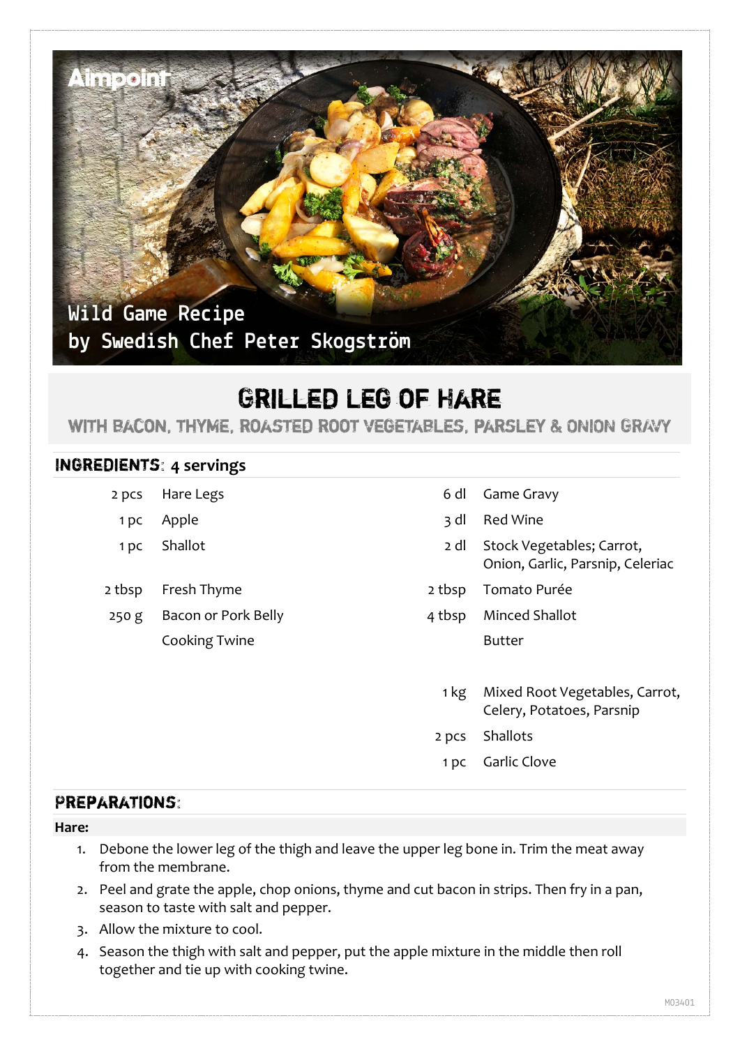Wild Game Recipe
by Swedish Chef Peter Skogström

# GRILLED LEG OF HARE

## WITH BACON, THYME, ROASTED ROOT VEGETABLES, PARSLEY & ONION GRAVY

## INGREDIENTS: 4 servings

| | | | |
|---|---|---|---|
| 2 pcs | Hare Legs | 6 dl | Game Gravy |
| 1 pc | Apple | 3 dl | Red Wine |
| 1 pc | Shallot | 2 dl | Stock Vegetables; Carrot, Onion, Garlic, Parsnip, Celeriac |
| 2 tbsp | Fresh Thyme | 2 tbsp | Tomato Purée |
| 250 g | Bacon or Pork Belly | 4 tbsp | Minced Shallot |
| | Cooking Twine | | Butter |
| | | 1 kg | Mixed Root Vegetables, Carrot, Celery, Potatoes, Parsnip |
| | | 2 pcs | Shallots |
| | | 1 pc | Garlic Clove |

## PREPARATIONS:

**Hare:**

1. Debone the lower leg of the thigh and leave the upper leg bone in. Trim the meat away from the membrane.
2. Peel and grate the apple, chop onions, thyme and cut bacon in strips. Then fry in a pan, season to taste with salt and pepper.
3. Allow the mixture to cool.
4. Season the thigh with salt and pepper, put the apple mixture in the middle then roll together and tie up with cooking twine.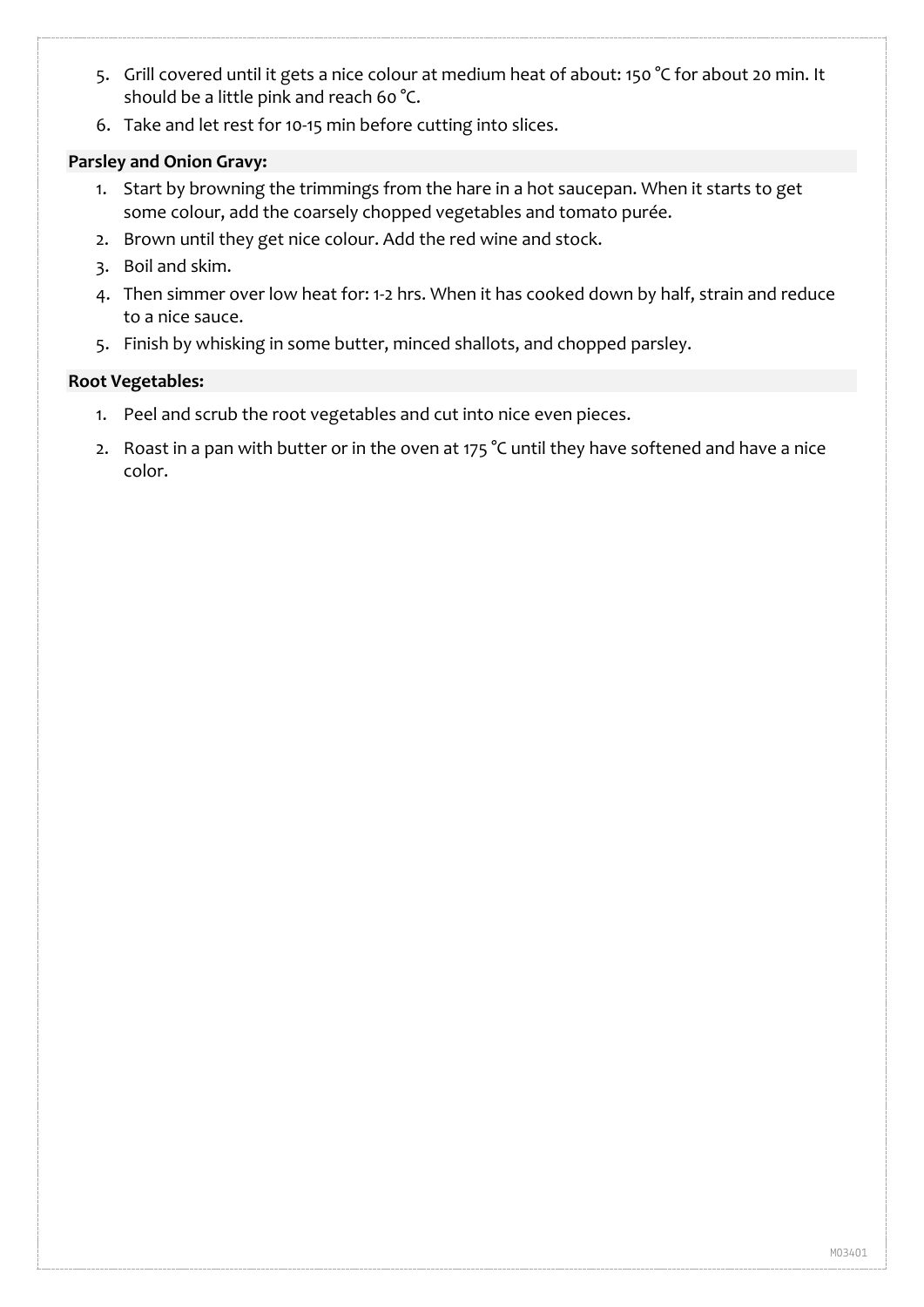5. Grill covered until it gets a nice colour at medium heat of about: 150 °C for about 20 min. It should be a little pink and reach 60 °C.
6. Take and let rest for 10-15 min before cutting into slices.

**Parsley and Onion Gravy:**

1. Start by browning the trimmings from the hare in a hot saucepan. When it starts to get some colour, add the coarsely chopped vegetables and tomato purée.
2. Brown until they get nice colour. Add the red wine and stock.
3. Boil and skim.
4. Then simmer over low heat for: 1-2 hrs. When it has cooked down by half, strain and reduce to a nice sauce.
5. Finish by whisking in some butter, minced shallots, and chopped parsley.

**Root Vegetables:**

1. Peel and scrub the root vegetables and cut into nice even pieces.
2. Roast in a pan with butter or in the oven at 175 °C until they have softened and have a nice color.